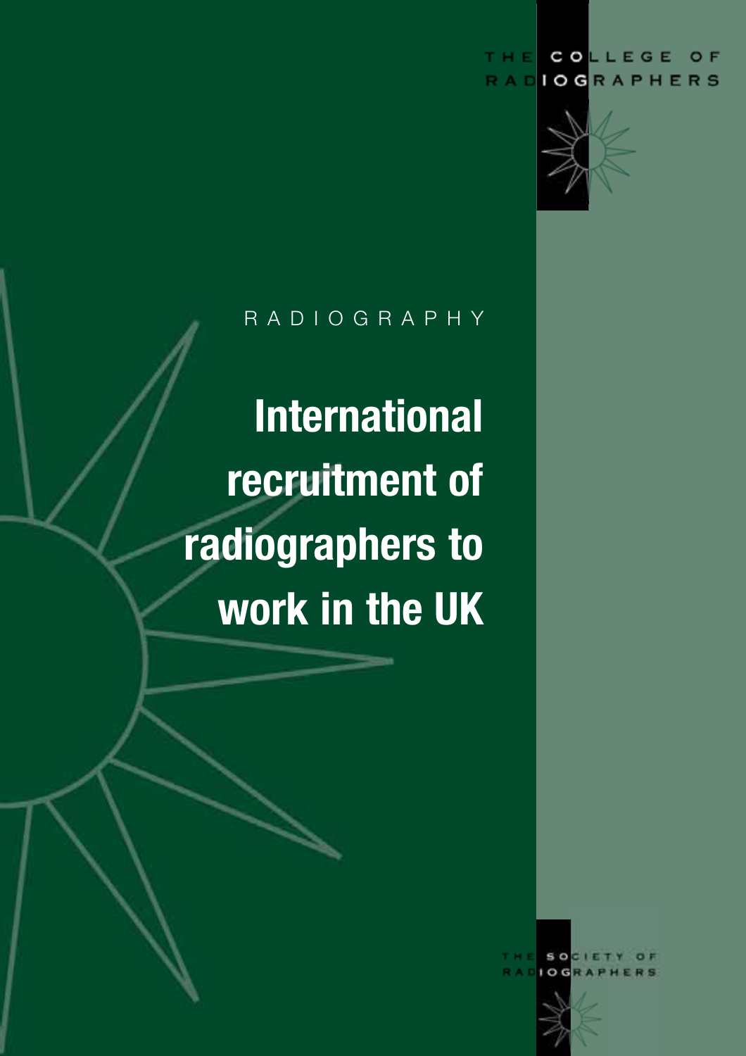THE COLLEGE OF RADIOGRAPHERS

RADIOGRAPHY

# International recruitment of radiographers to work in the UK

THE SOCIETY OF RADIOGRAPHERS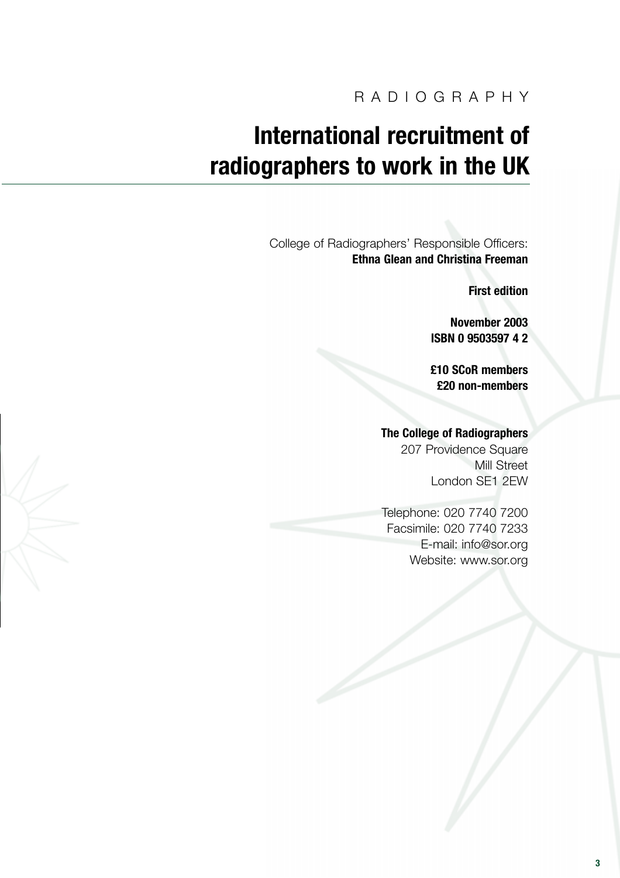RADIOGRAPHY

# International recruitment of radiographers to work in the UK

College of Radiographers' Responsible Officers:
**Ethna Glean and Christina Freeman**

**First edition**

**November 2003**
**ISBN 0 9503597 4 2**

**£10 SCoR members**
**£20 non-members**

**The College of Radiographers**
207 Providence Square
Mill Street
London SE1 2EW

Telephone: 020 7740 7200
Facsimile: 020 7740 7233
E-mail: info@sor.org
Website: www.sor.org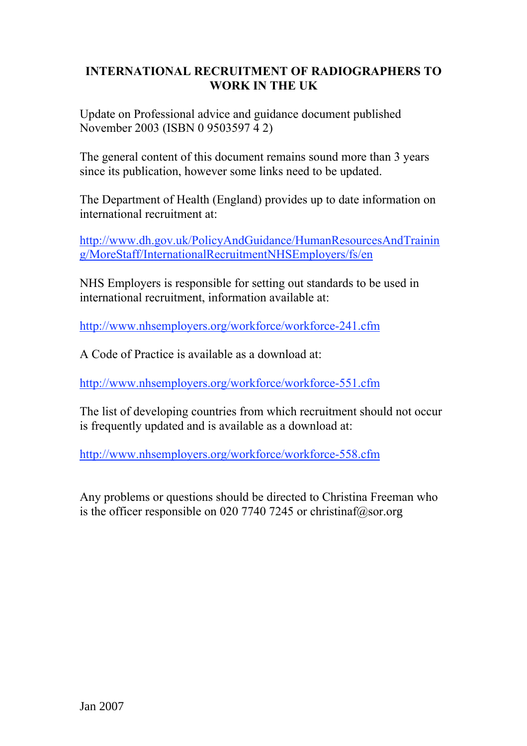# INTERNATIONAL RECRUITMENT OF RADIOGRAPHERS TO WORK IN THE UK

Update on Professional advice and guidance document published November 2003 (ISBN 0 9503597 4 2)

The general content of this document remains sound more than 3 years since its publication, however some links need to be updated.

The Department of Health (England) provides up to date information on international recruitment at:

http://www.dh.gov.uk/PolicyAndGuidance/HumanResourcesAndTraining/MoreStaff/InternationalRecruitmentNHSEmployers/fs/en

NHS Employers is responsible for setting out standards to be used in international recruitment, information available at:

http://www.nhsemployers.org/workforce/workforce-241.cfm

A Code of Practice is available as a download at:

http://www.nhsemployers.org/workforce/workforce-551.cfm

The list of developing countries from which recruitment should not occur is frequently updated and is available as a download at:

http://www.nhsemployers.org/workforce/workforce-558.cfm

Any problems or questions should be directed to Christina Freeman who is the officer responsible on 020 7740 7245 or christinaf@sor.org

Jan 2007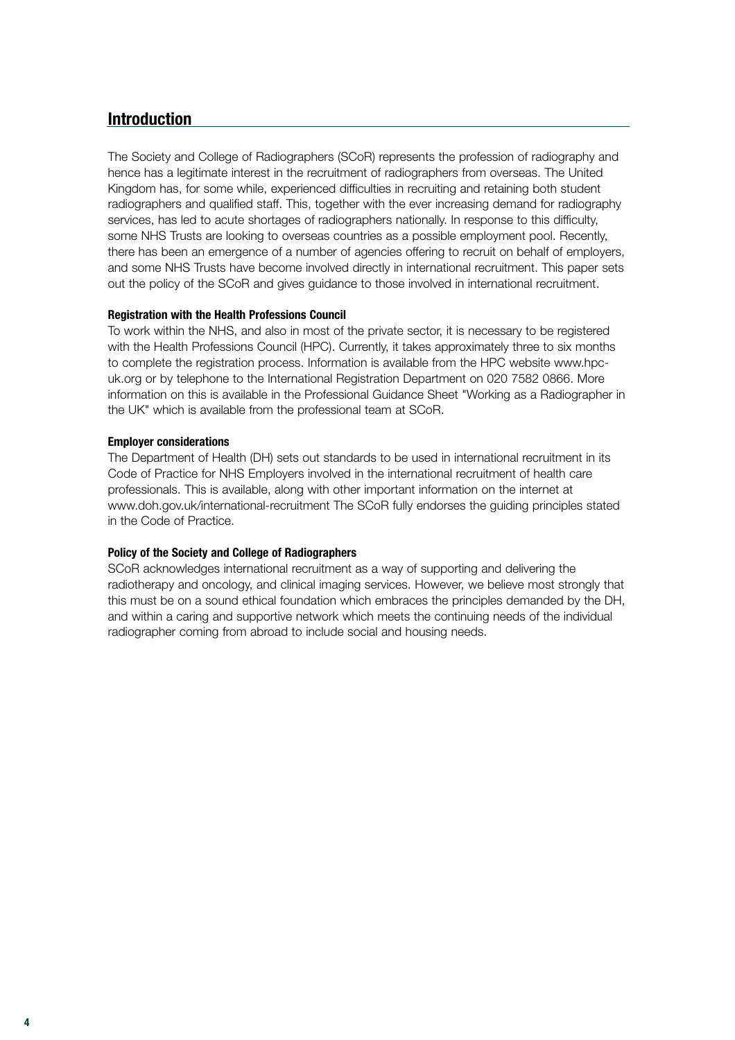## Introduction

The Society and College of Radiographers (SCoR) represents the profession of radiography and hence has a legitimate interest in the recruitment of radiographers from overseas. The United Kingdom has, for some while, experienced difficulties in recruiting and retaining both student radiographers and qualified staff. This, together with the ever increasing demand for radiography services, has led to acute shortages of radiographers nationally. In response to this difficulty, some NHS Trusts are looking to overseas countries as a possible employment pool. Recently, there has been an emergence of a number of agencies offering to recruit on behalf of employers, and some NHS Trusts have become involved directly in international recruitment. This paper sets out the policy of the SCoR and gives guidance to those involved in international recruitment.

### Registration with the Health Professions Council

To work within the NHS, and also in most of the private sector, it is necessary to be registered with the Health Professions Council (HPC). Currently, it takes approximately three to six months to complete the registration process. Information is available from the HPC website www.hpc-uk.org or by telephone to the International Registration Department on 020 7582 0866. More information on this is available in the Professional Guidance Sheet "Working as a Radiographer in the UK" which is available from the professional team at SCoR.

### Employer considerations

The Department of Health (DH) sets out standards to be used in international recruitment in its Code of Practice for NHS Employers involved in the international recruitment of health care professionals. This is available, along with other important information on the internet at www.doh.gov.uk/international-recruitment The SCoR fully endorses the guiding principles stated in the Code of Practice.

### Policy of the Society and College of Radiographers

SCoR acknowledges international recruitment as a way of supporting and delivering the radiotherapy and oncology, and clinical imaging services. However, we believe most strongly that this must be on a sound ethical foundation which embraces the principles demanded by the DH, and within a caring and supportive network which meets the continuing needs of the individual radiographer coming from abroad to include social and housing needs.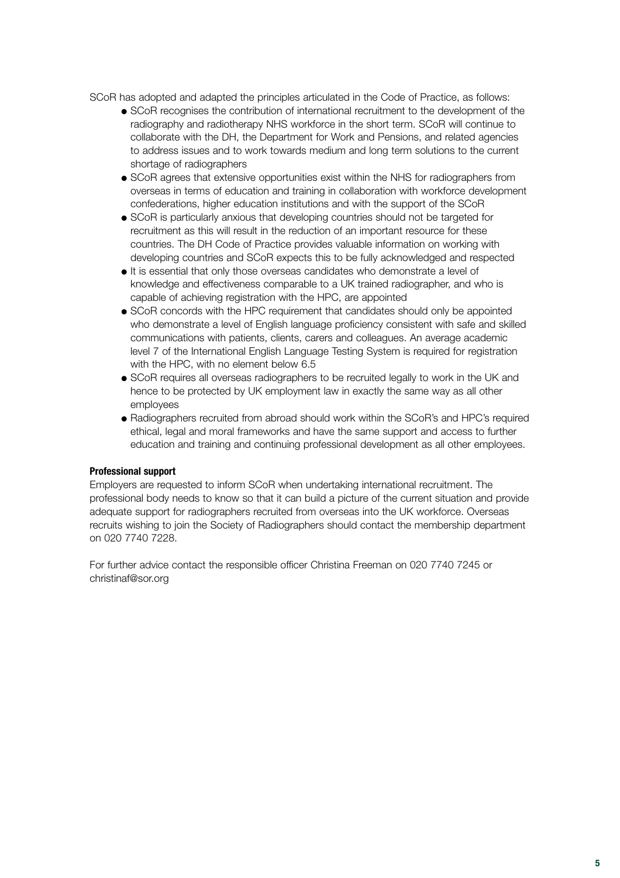SCoR has adopted and adapted the principles articulated in the Code of Practice, as follows:

- SCoR recognises the contribution of international recruitment to the development of the radiography and radiotherapy NHS workforce in the short term. SCoR will continue to collaborate with the DH, the Department for Work and Pensions, and related agencies to address issues and to work towards medium and long term solutions to the current shortage of radiographers
- SCoR agrees that extensive opportunities exist within the NHS for radiographers from overseas in terms of education and training in collaboration with workforce development confederations, higher education institutions and with the support of the SCoR
- SCoR is particularly anxious that developing countries should not be targeted for recruitment as this will result in the reduction of an important resource for these countries. The DH Code of Practice provides valuable information on working with developing countries and SCoR expects this to be fully acknowledged and respected
- It is essential that only those overseas candidates who demonstrate a level of knowledge and effectiveness comparable to a UK trained radiographer, and who is capable of achieving registration with the HPC, are appointed
- SCoR concords with the HPC requirement that candidates should only be appointed who demonstrate a level of English language proficiency consistent with safe and skilled communications with patients, clients, carers and colleagues. An average academic level 7 of the International English Language Testing System is required for registration with the HPC, with no element below 6.5
- SCoR requires all overseas radiographers to be recruited legally to work in the UK and hence to be protected by UK employment law in exactly the same way as all other employees
- Radiographers recruited from abroad should work within the SCoR's and HPC's required ethical, legal and moral frameworks and have the same support and access to further education and training and continuing professional development as all other employees.

**Professional support**

Employers are requested to inform SCoR when undertaking international recruitment. The professional body needs to know so that it can build a picture of the current situation and provide adequate support for radiographers recruited from overseas into the UK workforce. Overseas recruits wishing to join the Society of Radiographers should contact the membership department on 020 7740 7228.

For further advice contact the responsible officer Christina Freeman on 020 7740 7245 or christinaf@sor.org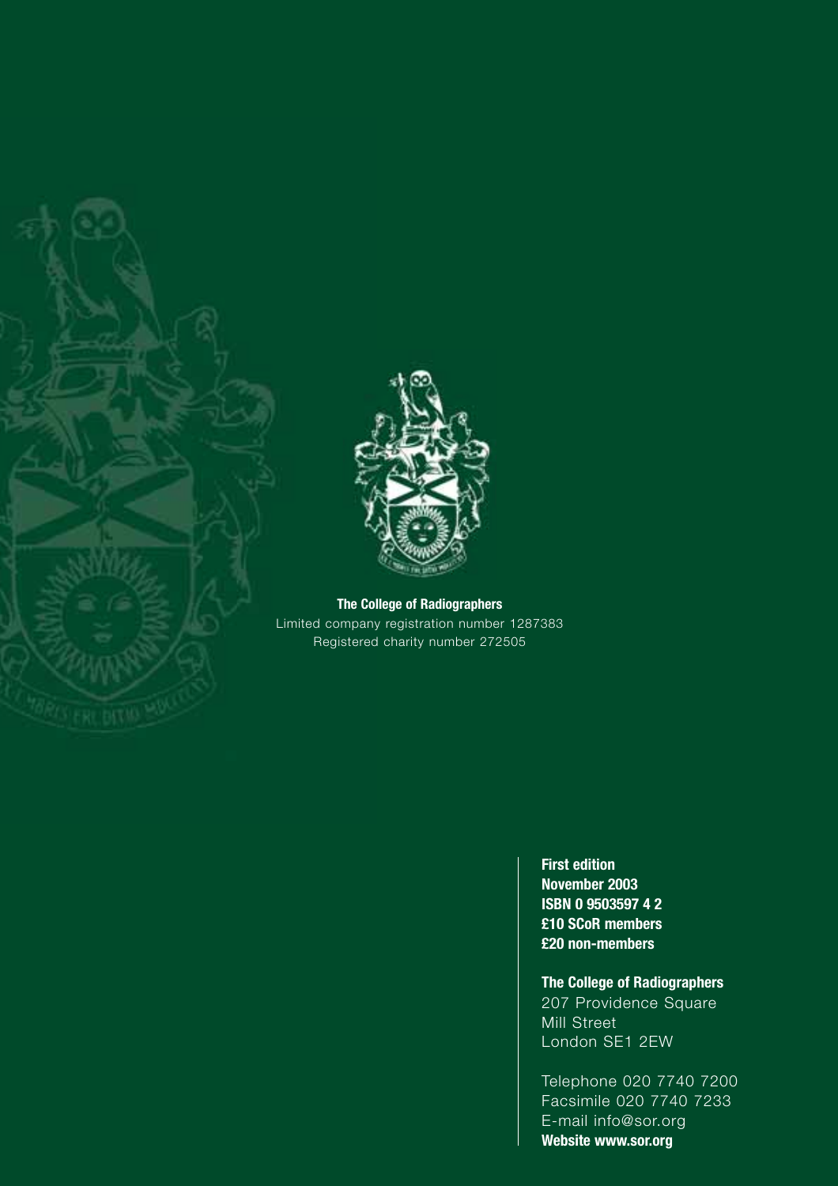**The College of Radiographers**
Limited company registration number 1287383
Registered charity number 272505

**First edition**
**November 2003**
**ISBN 0 9503597 4 2**
**£10 SCoR members**
**£20 non-members**

**The College of Radiographers**
207 Providence Square
Mill Street
London SE1 2EW

Telephone 020 7740 7200
Facsimile 020 7740 7233
E-mail info@sor.org
**Website www.sor.org**